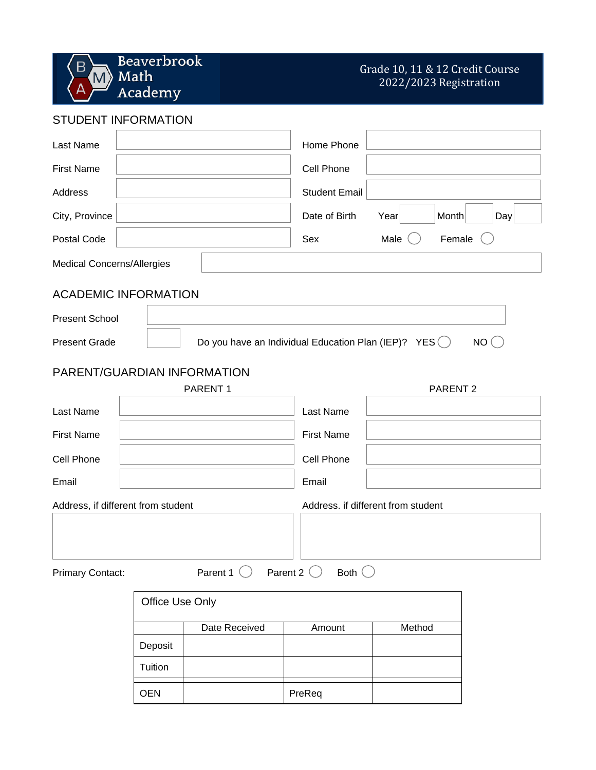# Beaverbrook Math Academy

Grade 10, 11 & 12 Credit Course
2022/2023 Registration

## STUDENT INFORMATION

| | | | |
|---|---|---|---|
| Last Name | | Home Phone | |
| First Name | | Cell Phone | |
| Address | | Student Email | |
| City, Province | | Date of Birth | Year ___ Month ___ Day ___ |
| Postal Code | | Sex | Male ◯ Female ◯ |

Medical Concerns/Allergies

## ACADEMIC INFORMATION

Present School

Present Grade

Do you have an Individual Education Plan (IEP)? YES ◯ NO ◯

## PARENT/GUARDIAN INFORMATION

| PARENT 1 | | PARENT 2 | |
|---|---|---|---|
| Last Name | | Last Name | |
| First Name | | First Name | |
| Cell Phone | | Cell Phone | |
| Email | | Email | |

Address, if different from student

Address. if different from student

Primary Contact: Parent 1 ◯ Parent 2 ◯ Both ◯

| Office Use Only | | | |
|---|---|---|---|
| | Date Received | Amount | Method |
| Deposit | | | |
| Tuition | | | |
| OEN | | PreReq | |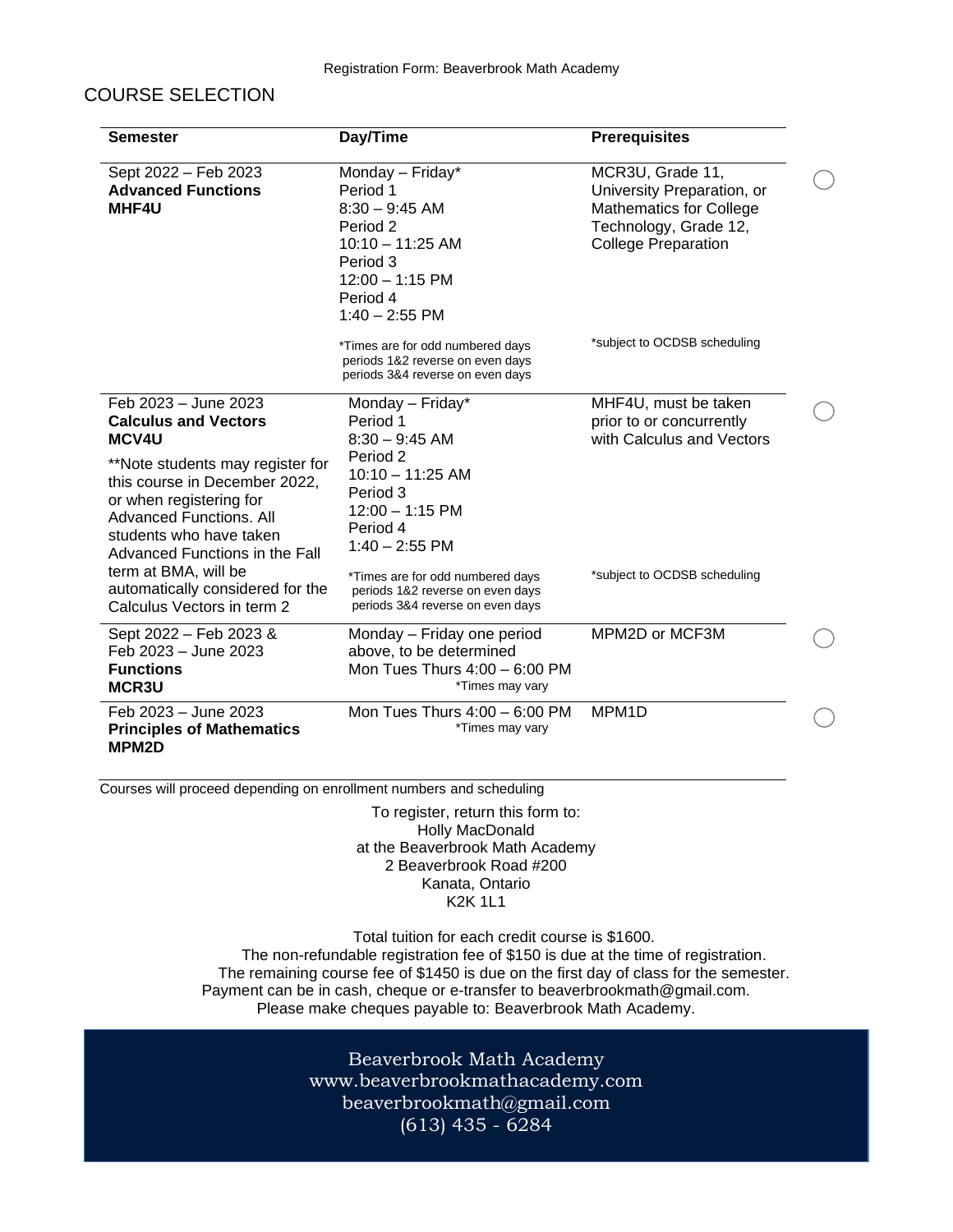## COURSE SELECTION

| Semester | Day/Time | Prerequisites | |
|---|---|---|---|
| Sept 2022 – Feb 2023 **Advanced Functions MHF4U** | Monday – Friday* Period 1 8:30 – 9:45 AM Period 2 10:10 – 11:25 AM Period 3 12:00 – 1:15 PM Period 4 1:40 – 2:55 PM<br><br>*Times are for odd numbered days periods 1&2 reverse on even days periods 3&4 reverse on even days | MCR3U, Grade 11, University Preparation, or Mathematics for College Technology, Grade 12, College Preparation<br><br>*subject to OCDSB scheduling | ◯ |
| Feb 2023 – June 2023 **Calculus and Vectors MCV4U**<br><br>**Note students may register for this course in December 2022, or when registering for Advanced Functions. All students who have taken Advanced Functions in the Fall term at BMA, will be automatically considered for the Calculus Vectors in term 2 | Monday – Friday* Period 1 8:30 – 9:45 AM Period 2 10:10 – 11:25 AM Period 3 12:00 – 1:15 PM Period 4 1:40 – 2:55 PM<br><br>*Times are for odd numbered days periods 1&2 reverse on even days periods 3&4 reverse on even days | MHF4U, must be taken prior to or concurrently with Calculus and Vectors<br><br>*subject to OCDSB scheduling | ◯ |
| Sept 2022 – Feb 2023 & Feb 2023 – June 2023 **Functions MCR3U** | Monday – Friday one period above, to be determined Mon Tues Thurs 4:00 – 6:00 PM *Times may vary | MPM2D or MCF3M | ◯ |
| Feb 2023 – June 2023 **Principles of Mathematics MPM2D** | Mon Tues Thurs 4:00 – 6:00 PM *Times may vary | MPM1D | ◯ |

Courses will proceed depending on enrollment numbers and scheduling

To register, return this form to:
Holly MacDonald
at the Beaverbrook Math Academy
2 Beaverbrook Road #200
Kanata, Ontario
K2K 1L1

Total tuition for each credit course is $1600.
The non-refundable registration fee of $150 is due at the time of registration.
The remaining course fee of $1450 is due on the first day of class for the semester.
Payment can be in cash, cheque or e-transfer to beaverbrookmath@gmail.com.
Please make cheques payable to: Beaverbrook Math Academy.

Beaverbrook Math Academy
www.beaverbrookmathacademy.com
beaverbrookmath@gmail.com
(613) 435 - 6284